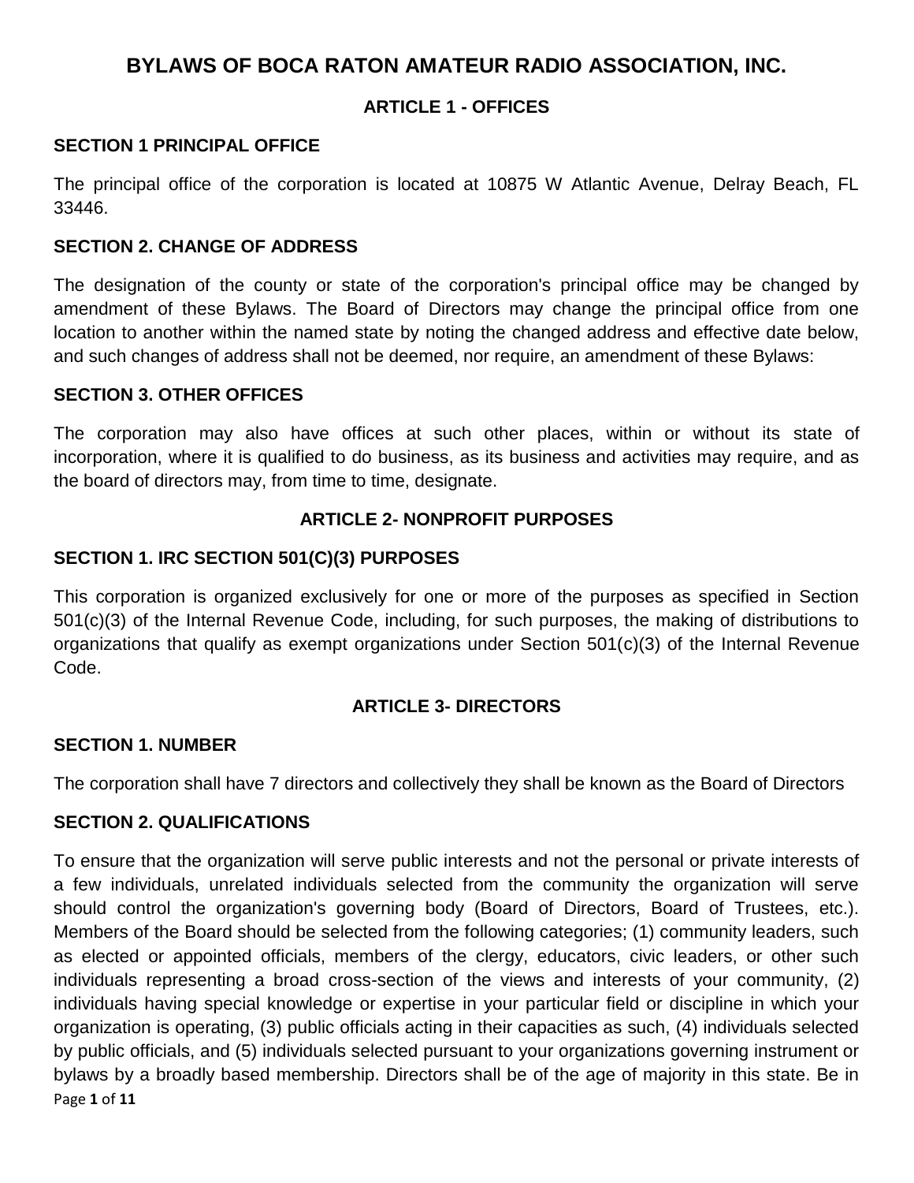# BYLAWS OF BOCA RATON AMATEUR RADIO ASSOCIATION, INC.

## ARTICLE 1 - OFFICES

### SECTION 1 PRINCIPAL OFFICE

The principal office of the corporation is located at 10875 W Atlantic Avenue, Delray Beach, FL 33446.

### SECTION 2. CHANGE OF ADDRESS

The designation of the county or state of the corporation's principal office may be changed by amendment of these Bylaws. The Board of Directors may change the principal office from one location to another within the named state by noting the changed address and effective date below, and such changes of address shall not be deemed, nor require, an amendment of these Bylaws:

### SECTION 3. OTHER OFFICES

The corporation may also have offices at such other places, within or without its state of incorporation, where it is qualified to do business, as its business and activities may require, and as the board of directors may, from time to time, designate.

## ARTICLE 2- NONPROFIT PURPOSES

### SECTION 1. IRC SECTION 501(C)(3) PURPOSES

This corporation is organized exclusively for one or more of the purposes as specified in Section 501(c)(3) of the Internal Revenue Code, including, for such purposes, the making of distributions to organizations that qualify as exempt organizations under Section 501(c)(3) of the Internal Revenue Code.

## ARTICLE 3- DIRECTORS

### SECTION 1. NUMBER

The corporation shall have 7 directors and collectively they shall be known as the Board of Directors

### SECTION 2. QUALIFICATIONS

To ensure that the organization will serve public interests and not the personal or private interests of a few individuals, unrelated individuals selected from the community the organization will serve should control the organization's governing body (Board of Directors, Board of Trustees, etc.). Members of the Board should be selected from the following categories; (1) community leaders, such as elected or appointed officials, members of the clergy, educators, civic leaders, or other such individuals representing a broad cross-section of the views and interests of your community, (2) individuals having special knowledge or expertise in your particular field or discipline in which your organization is operating, (3) public officials acting in their capacities as such, (4) individuals selected by public officials, and (5) individuals selected pursuant to your organizations governing instrument or bylaws by a broadly based membership. Directors shall be of the age of majority in this state. Be in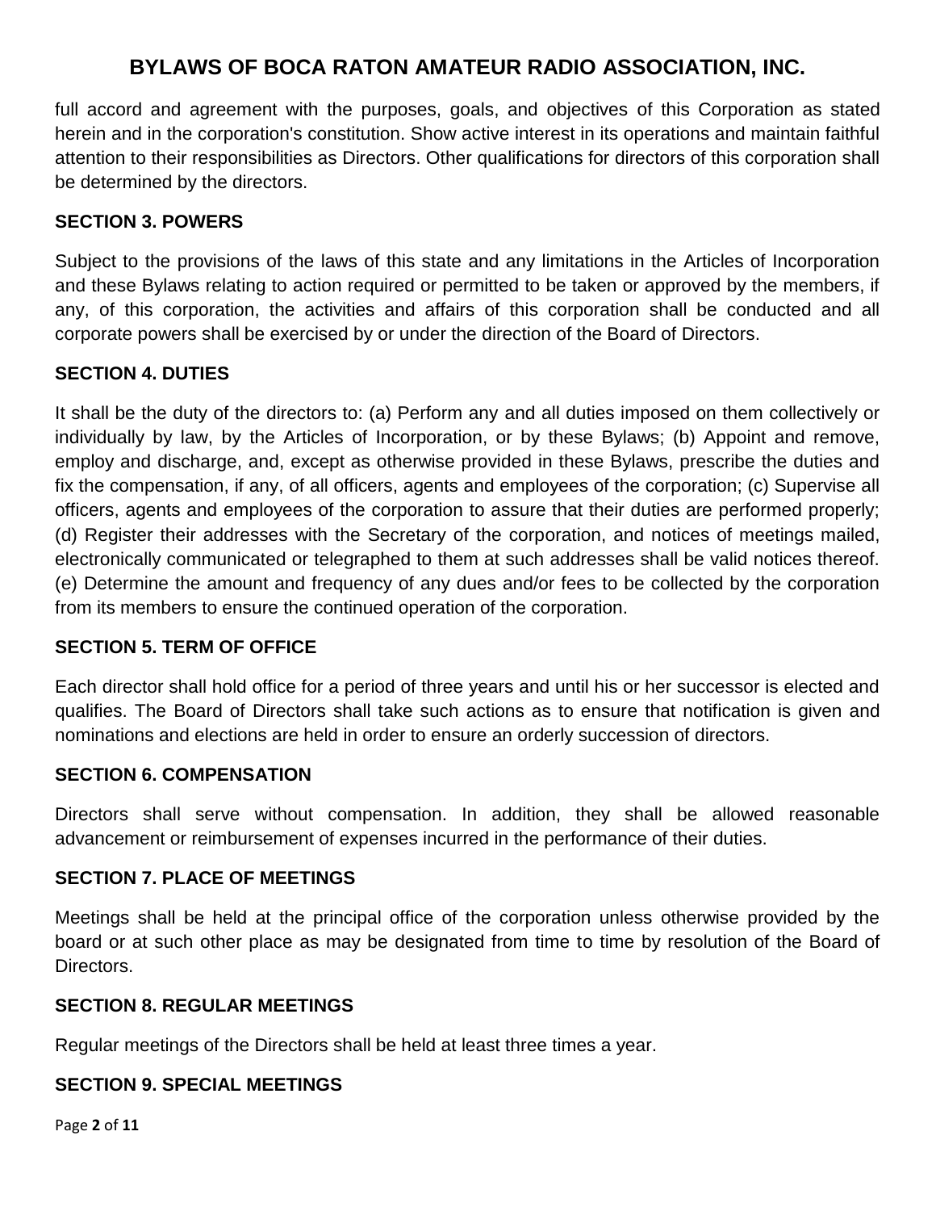full accord and agreement with the purposes, goals, and objectives of this Corporation as stated herein and in the corporation's constitution. Show active interest in its operations and maintain faithful attention to their responsibilities as Directors. Other qualifications for directors of this corporation shall be determined by the directors.

### SECTION 3. POWERS

Subject to the provisions of the laws of this state and any limitations in the Articles of Incorporation and these Bylaws relating to action required or permitted to be taken or approved by the members, if any, of this corporation, the activities and affairs of this corporation shall be conducted and all corporate powers shall be exercised by or under the direction of the Board of Directors.

### SECTION 4. DUTIES

It shall be the duty of the directors to: (a) Perform any and all duties imposed on them collectively or individually by law, by the Articles of Incorporation, or by these Bylaws; (b) Appoint and remove, employ and discharge, and, except as otherwise provided in these Bylaws, prescribe the duties and fix the compensation, if any, of all officers, agents and employees of the corporation; (c) Supervise all officers, agents and employees of the corporation to assure that their duties are performed properly; (d) Register their addresses with the Secretary of the corporation, and notices of meetings mailed, electronically communicated or telegraphed to them at such addresses shall be valid notices thereof. (e) Determine the amount and frequency of any dues and/or fees to be collected by the corporation from its members to ensure the continued operation of the corporation.

### SECTION 5. TERM OF OFFICE

Each director shall hold office for a period of three years and until his or her successor is elected and qualifies. The Board of Directors shall take such actions as to ensure that notification is given and nominations and elections are held in order to ensure an orderly succession of directors.

### SECTION 6. COMPENSATION

Directors shall serve without compensation. In addition, they shall be allowed reasonable advancement or reimbursement of expenses incurred in the performance of their duties.

### SECTION 7. PLACE OF MEETINGS

Meetings shall be held at the principal office of the corporation unless otherwise provided by the board or at such other place as may be designated from time to time by resolution of the Board of Directors.

### SECTION 8. REGULAR MEETINGS

Regular meetings of the Directors shall be held at least three times a year.

### SECTION 9. SPECIAL MEETINGS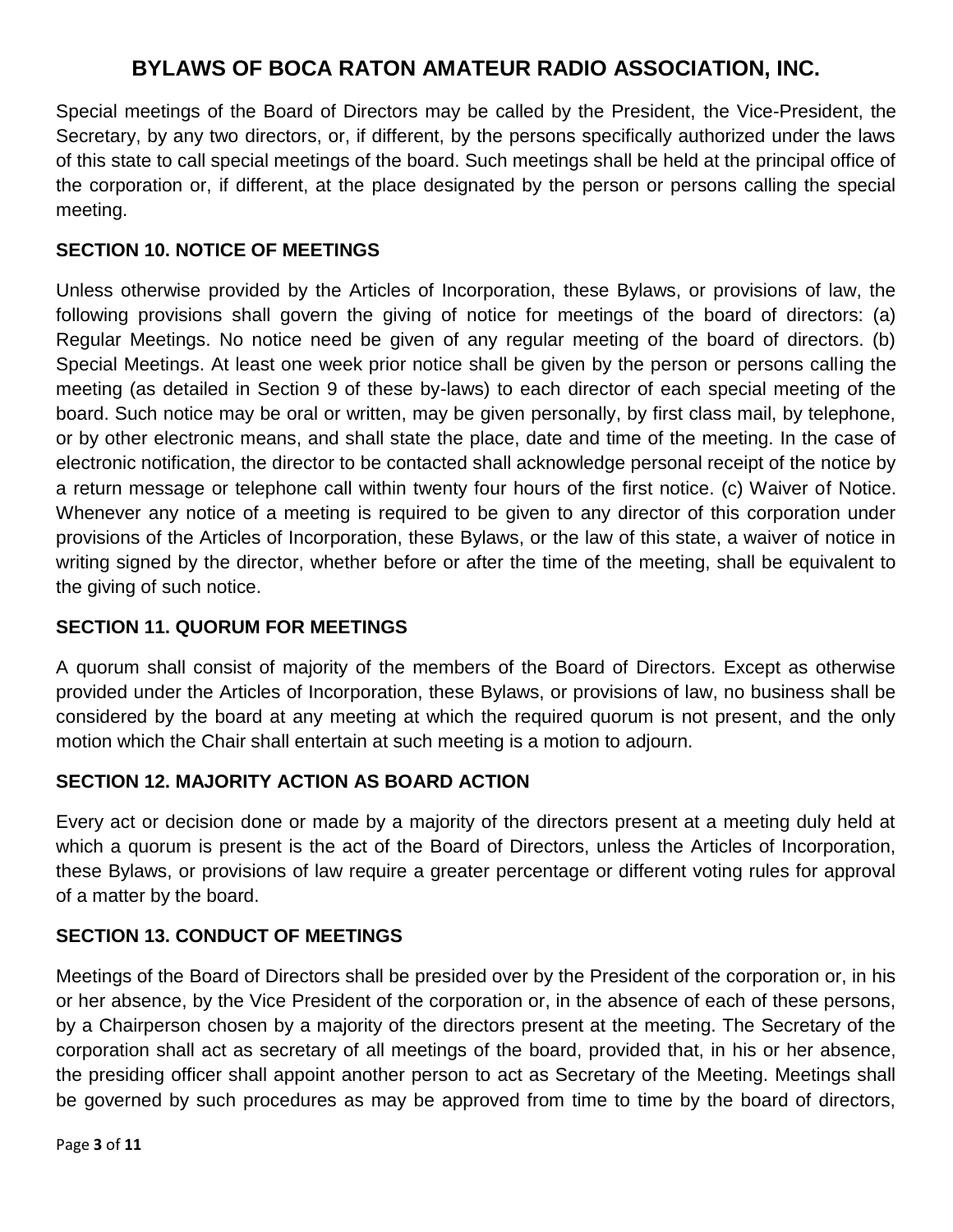Special meetings of the Board of Directors may be called by the President, the Vice-President, the Secretary, by any two directors, or, if different, by the persons specifically authorized under the laws of this state to call special meetings of the board. Such meetings shall be held at the principal office of the corporation or, if different, at the place designated by the person or persons calling the special meeting.

### SECTION 10. NOTICE OF MEETINGS

Unless otherwise provided by the Articles of Incorporation, these Bylaws, or provisions of law, the following provisions shall govern the giving of notice for meetings of the board of directors: (a) Regular Meetings. No notice need be given of any regular meeting of the board of directors. (b) Special Meetings. At least one week prior notice shall be given by the person or persons calling the meeting (as detailed in Section 9 of these by-laws) to each director of each special meeting of the board. Such notice may be oral or written, may be given personally, by first class mail, by telephone, or by other electronic means, and shall state the place, date and time of the meeting. In the case of electronic notification, the director to be contacted shall acknowledge personal receipt of the notice by a return message or telephone call within twenty four hours of the first notice. (c) Waiver of Notice. Whenever any notice of a meeting is required to be given to any director of this corporation under provisions of the Articles of Incorporation, these Bylaws, or the law of this state, a waiver of notice in writing signed by the director, whether before or after the time of the meeting, shall be equivalent to the giving of such notice.

### SECTION 11. QUORUM FOR MEETINGS

A quorum shall consist of majority of the members of the Board of Directors. Except as otherwise provided under the Articles of Incorporation, these Bylaws, or provisions of law, no business shall be considered by the board at any meeting at which the required quorum is not present, and the only motion which the Chair shall entertain at such meeting is a motion to adjourn.

### SECTION 12. MAJORITY ACTION AS BOARD ACTION

Every act or decision done or made by a majority of the directors present at a meeting duly held at which a quorum is present is the act of the Board of Directors, unless the Articles of Incorporation, these Bylaws, or provisions of law require a greater percentage or different voting rules for approval of a matter by the board.

### SECTION 13. CONDUCT OF MEETINGS

Meetings of the Board of Directors shall be presided over by the President of the corporation or, in his or her absence, by the Vice President of the corporation or, in the absence of each of these persons, by a Chairperson chosen by a majority of the directors present at the meeting. The Secretary of the corporation shall act as secretary of all meetings of the board, provided that, in his or her absence, the presiding officer shall appoint another person to act as Secretary of the Meeting. Meetings shall be governed by such procedures as may be approved from time to time by the board of directors,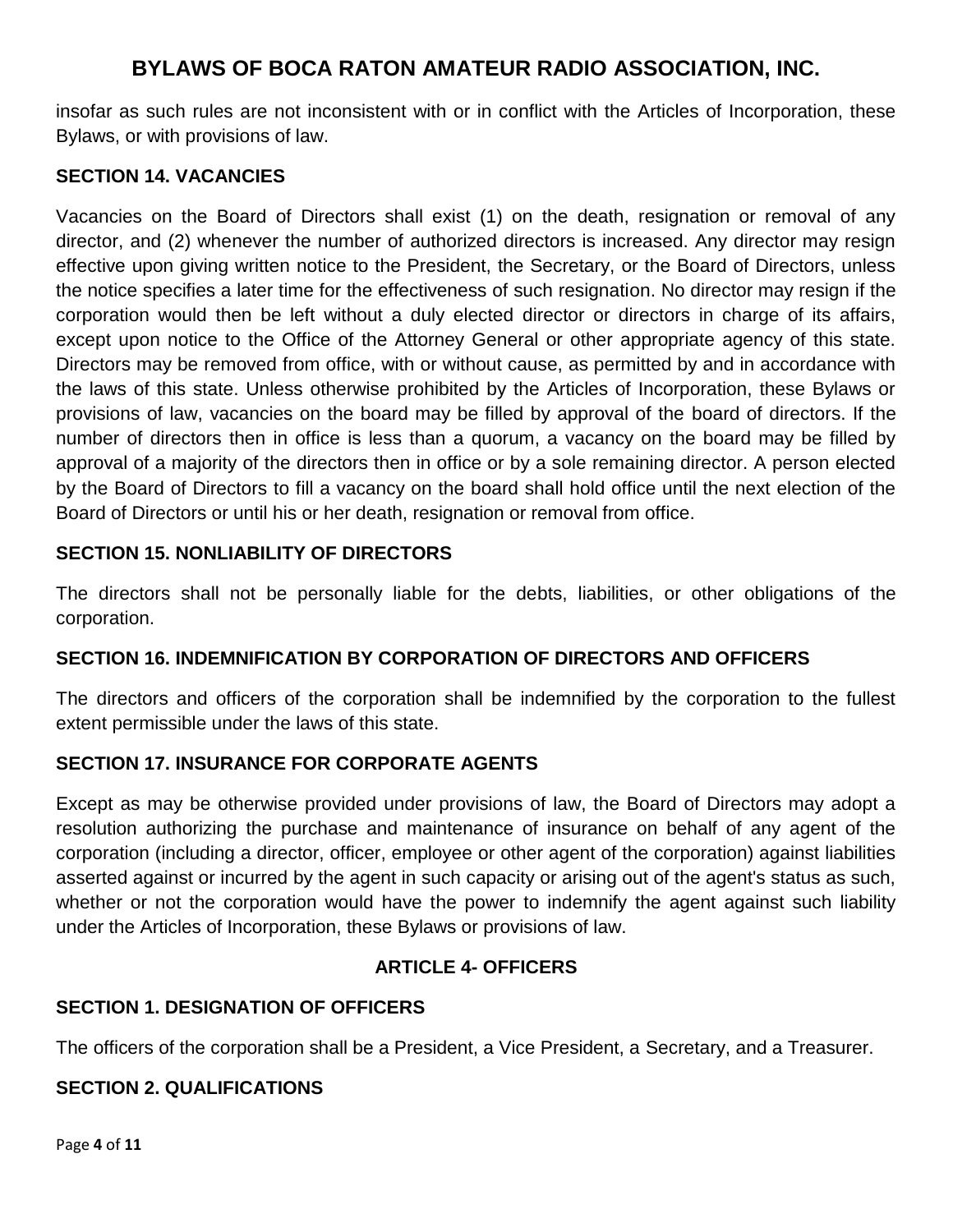insofar as such rules are not inconsistent with or in conflict with the Articles of Incorporation, these Bylaws, or with provisions of law.

### SECTION 14. VACANCIES

Vacancies on the Board of Directors shall exist (1) on the death, resignation or removal of any director, and (2) whenever the number of authorized directors is increased. Any director may resign effective upon giving written notice to the President, the Secretary, or the Board of Directors, unless the notice specifies a later time for the effectiveness of such resignation. No director may resign if the corporation would then be left without a duly elected director or directors in charge of its affairs, except upon notice to the Office of the Attorney General or other appropriate agency of this state. Directors may be removed from office, with or without cause, as permitted by and in accordance with the laws of this state. Unless otherwise prohibited by the Articles of Incorporation, these Bylaws or provisions of law, vacancies on the board may be filled by approval of the board of directors. If the number of directors then in office is less than a quorum, a vacancy on the board may be filled by approval of a majority of the directors then in office or by a sole remaining director. A person elected by the Board of Directors to fill a vacancy on the board shall hold office until the next election of the Board of Directors or until his or her death, resignation or removal from office.

### SECTION 15. NONLIABILITY OF DIRECTORS

The directors shall not be personally liable for the debts, liabilities, or other obligations of the corporation.

### SECTION 16. INDEMNIFICATION BY CORPORATION OF DIRECTORS AND OFFICERS

The directors and officers of the corporation shall be indemnified by the corporation to the fullest extent permissible under the laws of this state.

### SECTION 17. INSURANCE FOR CORPORATE AGENTS

Except as may be otherwise provided under provisions of law, the Board of Directors may adopt a resolution authorizing the purchase and maintenance of insurance on behalf of any agent of the corporation (including a director, officer, employee or other agent of the corporation) against liabilities asserted against or incurred by the agent in such capacity or arising out of the agent's status as such, whether or not the corporation would have the power to indemnify the agent against such liability under the Articles of Incorporation, these Bylaws or provisions of law.

## ARTICLE 4- OFFICERS

### SECTION 1. DESIGNATION OF OFFICERS

The officers of the corporation shall be a President, a Vice President, a Secretary, and a Treasurer.

### SECTION 2. QUALIFICATIONS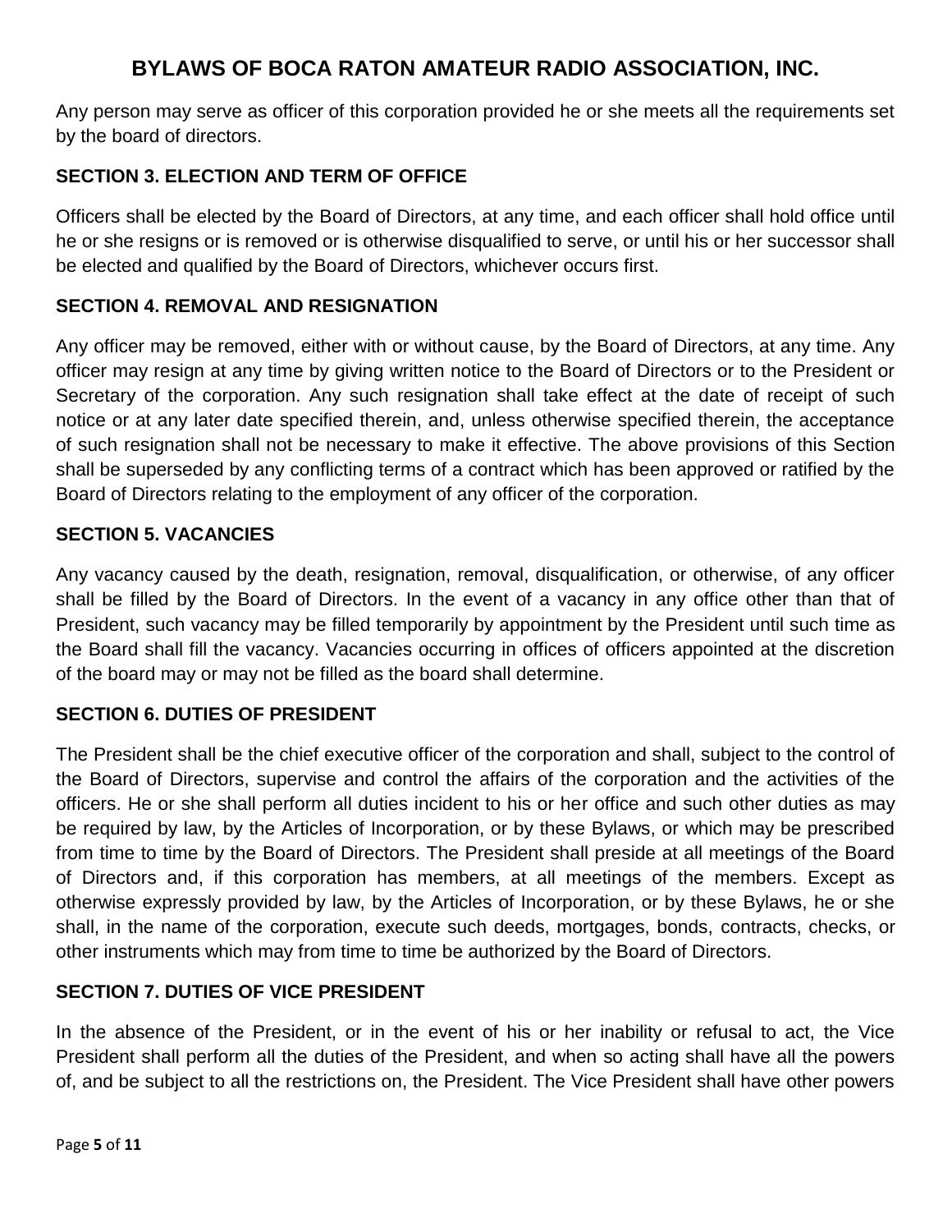Any person may serve as officer of this corporation provided he or she meets all the requirements set by the board of directors.

### SECTION 3. ELECTION AND TERM OF OFFICE

Officers shall be elected by the Board of Directors, at any time, and each officer shall hold office until he or she resigns or is removed or is otherwise disqualified to serve, or until his or her successor shall be elected and qualified by the Board of Directors, whichever occurs first.

### SECTION 4. REMOVAL AND RESIGNATION

Any officer may be removed, either with or without cause, by the Board of Directors, at any time. Any officer may resign at any time by giving written notice to the Board of Directors or to the President or Secretary of the corporation. Any such resignation shall take effect at the date of receipt of such notice or at any later date specified therein, and, unless otherwise specified therein, the acceptance of such resignation shall not be necessary to make it effective. The above provisions of this Section shall be superseded by any conflicting terms of a contract which has been approved or ratified by the Board of Directors relating to the employment of any officer of the corporation.

### SECTION 5. VACANCIES

Any vacancy caused by the death, resignation, removal, disqualification, or otherwise, of any officer shall be filled by the Board of Directors. In the event of a vacancy in any office other than that of President, such vacancy may be filled temporarily by appointment by the President until such time as the Board shall fill the vacancy. Vacancies occurring in offices of officers appointed at the discretion of the board may or may not be filled as the board shall determine.

### SECTION 6. DUTIES OF PRESIDENT

The President shall be the chief executive officer of the corporation and shall, subject to the control of the Board of Directors, supervise and control the affairs of the corporation and the activities of the officers. He or she shall perform all duties incident to his or her office and such other duties as may be required by law, by the Articles of Incorporation, or by these Bylaws, or which may be prescribed from time to time by the Board of Directors. The President shall preside at all meetings of the Board of Directors and, if this corporation has members, at all meetings of the members. Except as otherwise expressly provided by law, by the Articles of Incorporation, or by these Bylaws, he or she shall, in the name of the corporation, execute such deeds, mortgages, bonds, contracts, checks, or other instruments which may from time to time be authorized by the Board of Directors.

### SECTION 7. DUTIES OF VICE PRESIDENT

In the absence of the President, or in the event of his or her inability or refusal to act, the Vice President shall perform all the duties of the President, and when so acting shall have all the powers of, and be subject to all the restrictions on, the President. The Vice President shall have other powers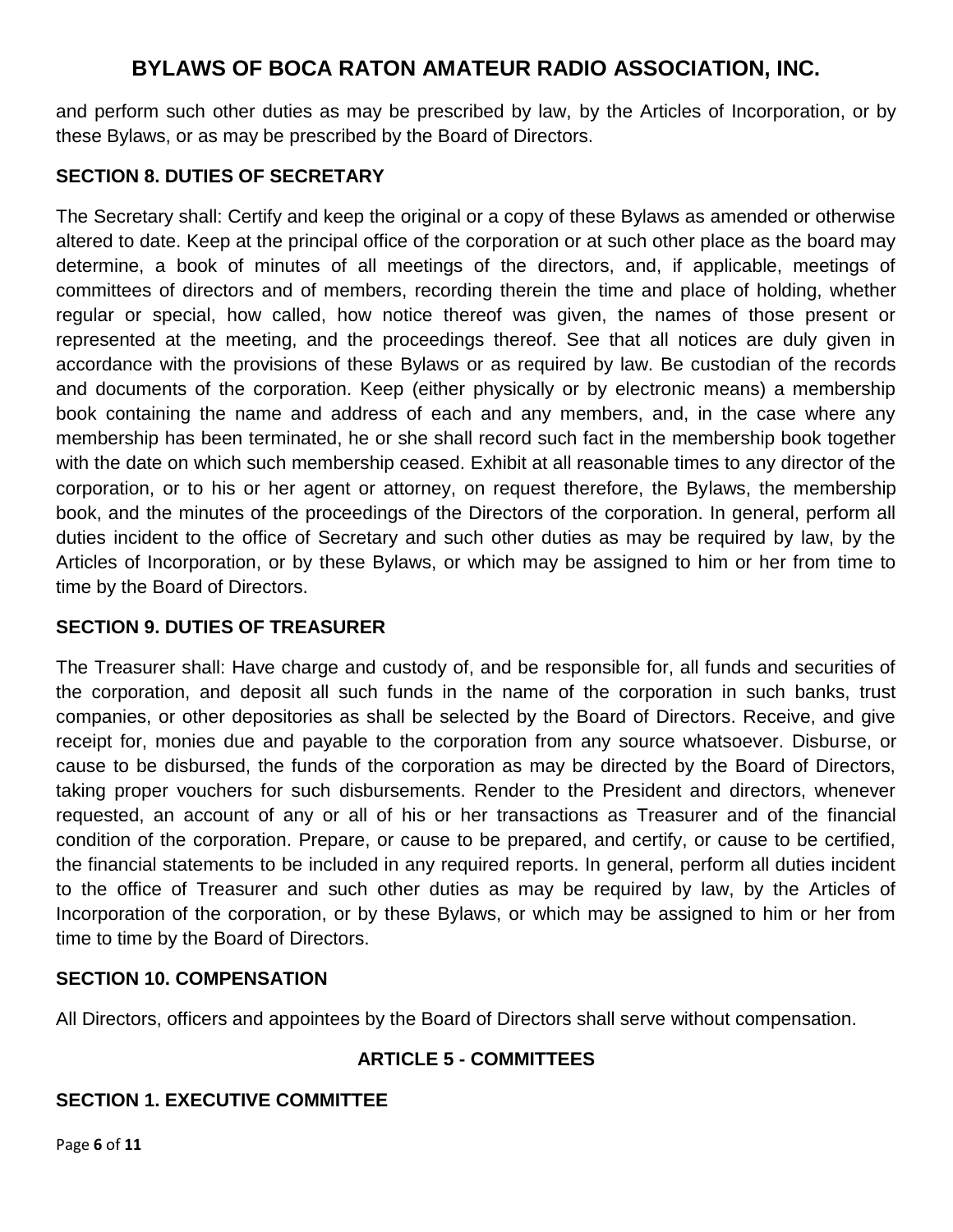and perform such other duties as may be prescribed by law, by the Articles of Incorporation, or by these Bylaws, or as may be prescribed by the Board of Directors.

### SECTION 8. DUTIES OF SECRETARY

The Secretary shall: Certify and keep the original or a copy of these Bylaws as amended or otherwise altered to date. Keep at the principal office of the corporation or at such other place as the board may determine, a book of minutes of all meetings of the directors, and, if applicable, meetings of committees of directors and of members, recording therein the time and place of holding, whether regular or special, how called, how notice thereof was given, the names of those present or represented at the meeting, and the proceedings thereof. See that all notices are duly given in accordance with the provisions of these Bylaws or as required by law. Be custodian of the records and documents of the corporation. Keep (either physically or by electronic means) a membership book containing the name and address of each and any members, and, in the case where any membership has been terminated, he or she shall record such fact in the membership book together with the date on which such membership ceased. Exhibit at all reasonable times to any director of the corporation, or to his or her agent or attorney, on request therefore, the Bylaws, the membership book, and the minutes of the proceedings of the Directors of the corporation. In general, perform all duties incident to the office of Secretary and such other duties as may be required by law, by the Articles of Incorporation, or by these Bylaws, or which may be assigned to him or her from time to time by the Board of Directors.

### SECTION 9. DUTIES OF TREASURER

The Treasurer shall: Have charge and custody of, and be responsible for, all funds and securities of the corporation, and deposit all such funds in the name of the corporation in such banks, trust companies, or other depositories as shall be selected by the Board of Directors. Receive, and give receipt for, monies due and payable to the corporation from any source whatsoever. Disburse, or cause to be disbursed, the funds of the corporation as may be directed by the Board of Directors, taking proper vouchers for such disbursements. Render to the President and directors, whenever requested, an account of any or all of his or her transactions as Treasurer and of the financial condition of the corporation. Prepare, or cause to be prepared, and certify, or cause to be certified, the financial statements to be included in any required reports. In general, perform all duties incident to the office of Treasurer and such other duties as may be required by law, by the Articles of Incorporation of the corporation, or by these Bylaws, or which may be assigned to him or her from time to time by the Board of Directors.

### SECTION 10. COMPENSATION

All Directors, officers and appointees by the Board of Directors shall serve without compensation.

## ARTICLE 5 - COMMITTEES

### SECTION 1. EXECUTIVE COMMITTEE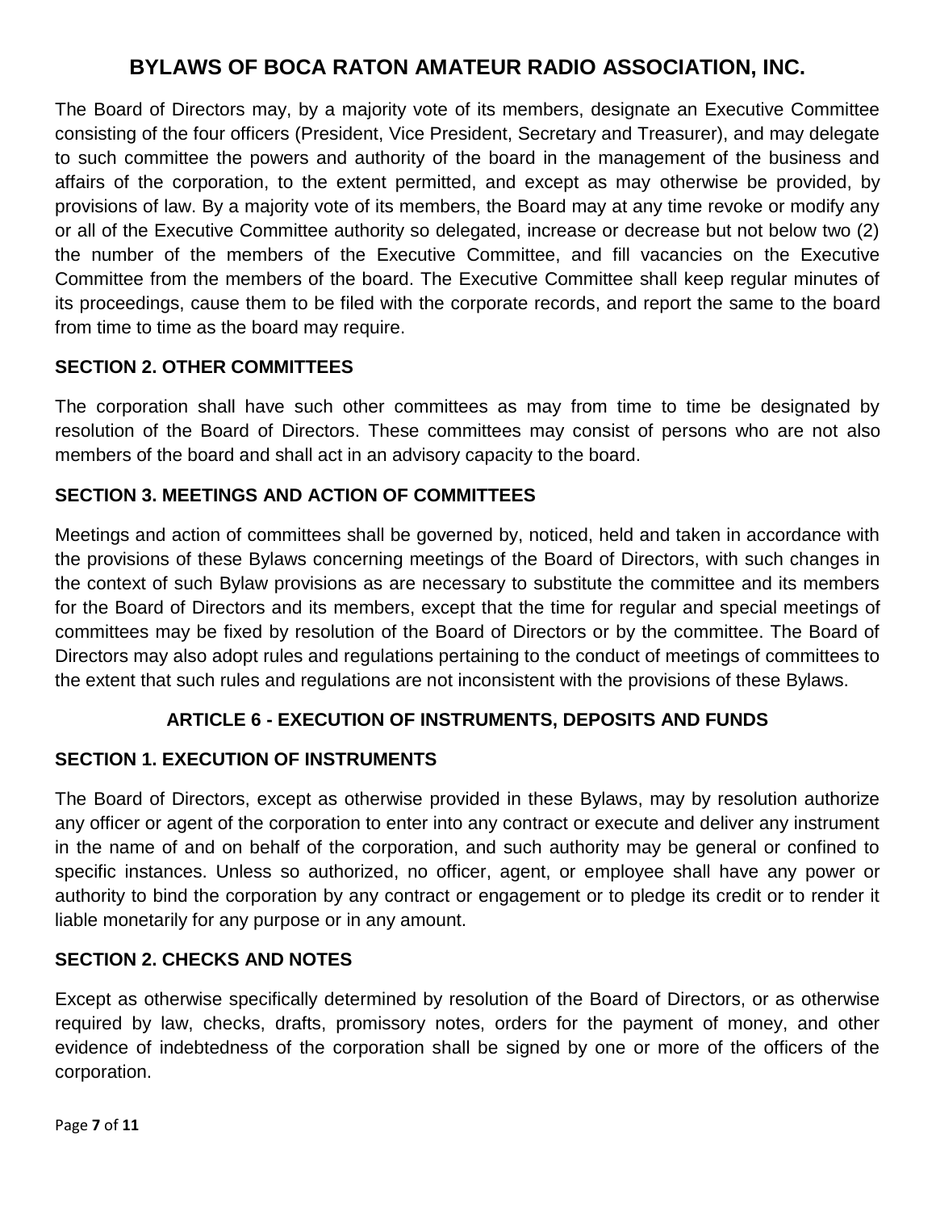# BYLAWS OF BOCA RATON AMATEUR RADIO ASSOCIATION, INC.

The Board of Directors may, by a majority vote of its members, designate an Executive Committee consisting of the four officers (President, Vice President, Secretary and Treasurer), and may delegate to such committee the powers and authority of the board in the management of the business and affairs of the corporation, to the extent permitted, and except as may otherwise be provided, by provisions of law. By a majority vote of its members, the Board may at any time revoke or modify any or all of the Executive Committee authority so delegated, increase or decrease but not below two (2) the number of the members of the Executive Committee, and fill vacancies on the Executive Committee from the members of the board. The Executive Committee shall keep regular minutes of its proceedings, cause them to be filed with the corporate records, and report the same to the board from time to time as the board may require.

### SECTION 2. OTHER COMMITTEES

The corporation shall have such other committees as may from time to time be designated by resolution of the Board of Directors. These committees may consist of persons who are not also members of the board and shall act in an advisory capacity to the board.

### SECTION 3. MEETINGS AND ACTION OF COMMITTEES

Meetings and action of committees shall be governed by, noticed, held and taken in accordance with the provisions of these Bylaws concerning meetings of the Board of Directors, with such changes in the context of such Bylaw provisions as are necessary to substitute the committee and its members for the Board of Directors and its members, except that the time for regular and special meetings of committees may be fixed by resolution of the Board of Directors or by the committee. The Board of Directors may also adopt rules and regulations pertaining to the conduct of meetings of committees to the extent that such rules and regulations are not inconsistent with the provisions of these Bylaws.

## ARTICLE 6 - EXECUTION OF INSTRUMENTS, DEPOSITS AND FUNDS

### SECTION 1. EXECUTION OF INSTRUMENTS

The Board of Directors, except as otherwise provided in these Bylaws, may by resolution authorize any officer or agent of the corporation to enter into any contract or execute and deliver any instrument in the name of and on behalf of the corporation, and such authority may be general or confined to specific instances. Unless so authorized, no officer, agent, or employee shall have any power or authority to bind the corporation by any contract or engagement or to pledge its credit or to render it liable monetarily for any purpose or in any amount.

### SECTION 2. CHECKS AND NOTES

Except as otherwise specifically determined by resolution of the Board of Directors, or as otherwise required by law, checks, drafts, promissory notes, orders for the payment of money, and other evidence of indebtedness of the corporation shall be signed by one or more of the officers of the corporation.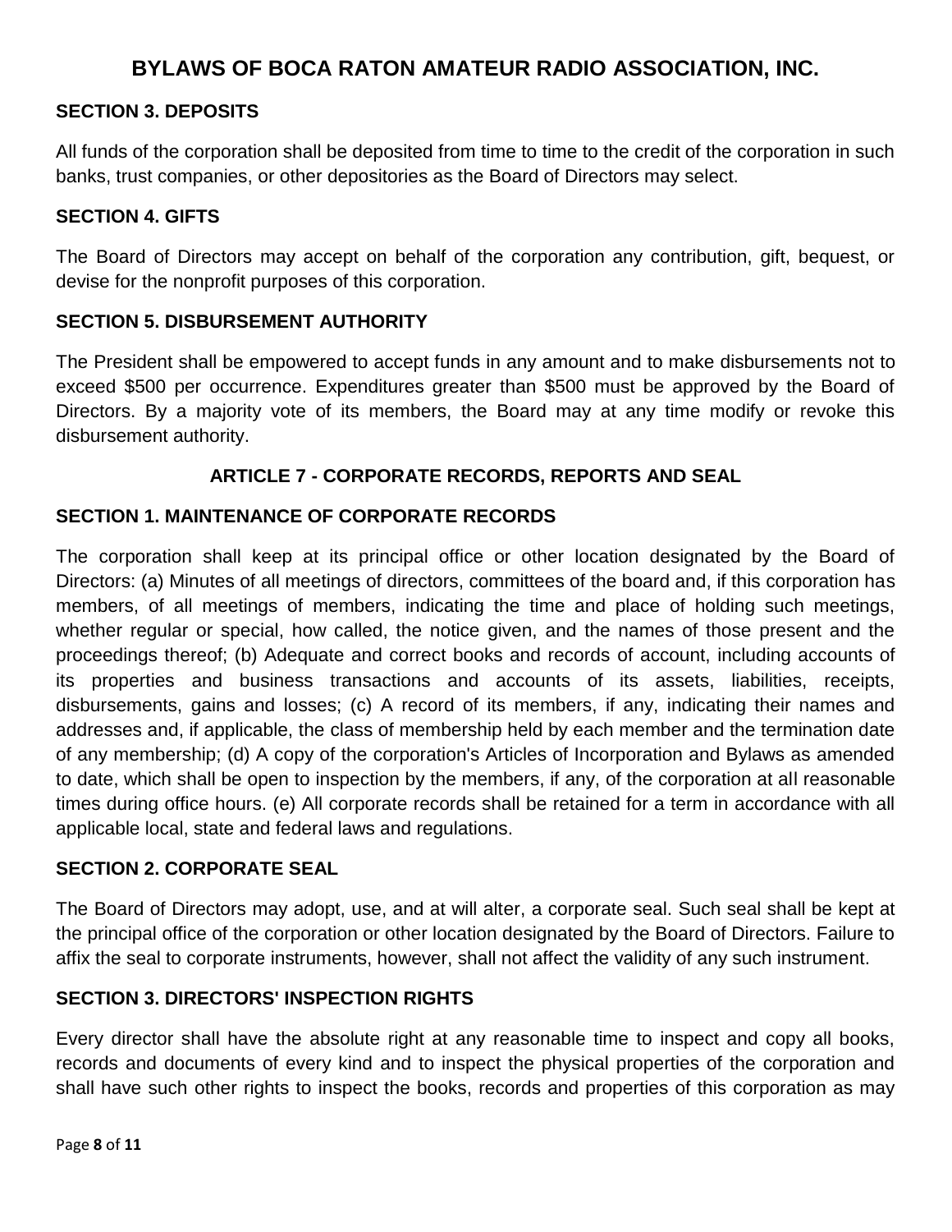### SECTION 3. DEPOSITS

All funds of the corporation shall be deposited from time to time to the credit of the corporation in such banks, trust companies, or other depositories as the Board of Directors may select.

### SECTION 4. GIFTS

The Board of Directors may accept on behalf of the corporation any contribution, gift, bequest, or devise for the nonprofit purposes of this corporation.

### SECTION 5. DISBURSEMENT AUTHORITY

The President shall be empowered to accept funds in any amount and to make disbursements not to exceed $500 per occurrence. Expenditures greater than $500 must be approved by the Board of Directors. By a majority vote of its members, the Board may at any time modify or revoke this disbursement authority.

## ARTICLE 7 - CORPORATE RECORDS, REPORTS AND SEAL

### SECTION 1. MAINTENANCE OF CORPORATE RECORDS

The corporation shall keep at its principal office or other location designated by the Board of Directors: (a) Minutes of all meetings of directors, committees of the board and, if this corporation has members, of all meetings of members, indicating the time and place of holding such meetings, whether regular or special, how called, the notice given, and the names of those present and the proceedings thereof; (b) Adequate and correct books and records of account, including accounts of its properties and business transactions and accounts of its assets, liabilities, receipts, disbursements, gains and losses; (c) A record of its members, if any, indicating their names and addresses and, if applicable, the class of membership held by each member and the termination date of any membership; (d) A copy of the corporation's Articles of Incorporation and Bylaws as amended to date, which shall be open to inspection by the members, if any, of the corporation at all reasonable times during office hours. (e) All corporate records shall be retained for a term in accordance with all applicable local, state and federal laws and regulations.

### SECTION 2. CORPORATE SEAL

The Board of Directors may adopt, use, and at will alter, a corporate seal. Such seal shall be kept at the principal office of the corporation or other location designated by the Board of Directors. Failure to affix the seal to corporate instruments, however, shall not affect the validity of any such instrument.

### SECTION 3. DIRECTORS' INSPECTION RIGHTS

Every director shall have the absolute right at any reasonable time to inspect and copy all books, records and documents of every kind and to inspect the physical properties of the corporation and shall have such other rights to inspect the books, records and properties of this corporation as may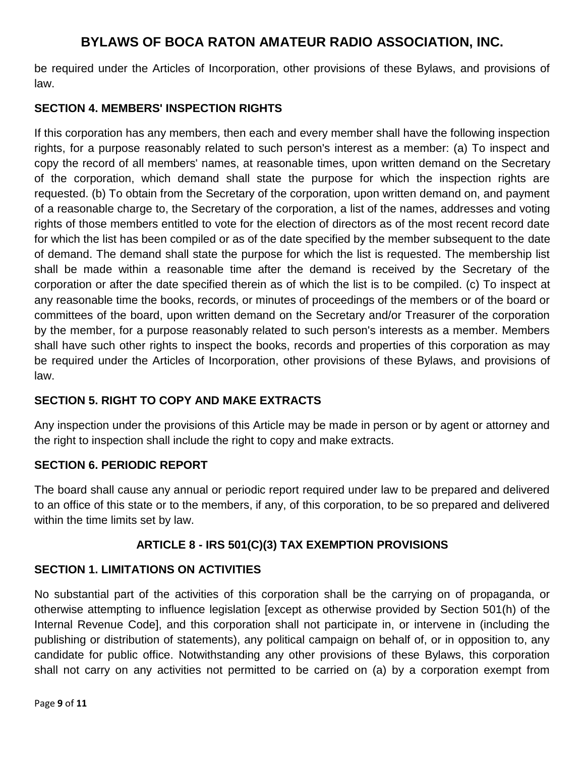be required under the Articles of Incorporation, other provisions of these Bylaws, and provisions of law.

**SECTION 4. MEMBERS' INSPECTION RIGHTS**

If this corporation has any members, then each and every member shall have the following inspection rights, for a purpose reasonably related to such person's interest as a member: (a) To inspect and copy the record of all members' names, at reasonable times, upon written demand on the Secretary of the corporation, which demand shall state the purpose for which the inspection rights are requested. (b) To obtain from the Secretary of the corporation, upon written demand on, and payment of a reasonable charge to, the Secretary of the corporation, a list of the names, addresses and voting rights of those members entitled to vote for the election of directors as of the most recent record date for which the list has been compiled or as of the date specified by the member subsequent to the date of demand. The demand shall state the purpose for which the list is requested. The membership list shall be made within a reasonable time after the demand is received by the Secretary of the corporation or after the date specified therein as of which the list is to be compiled. (c) To inspect at any reasonable time the books, records, or minutes of proceedings of the members or of the board or committees of the board, upon written demand on the Secretary and/or Treasurer of the corporation by the member, for a purpose reasonably related to such person's interests as a member. Members shall have such other rights to inspect the books, records and properties of this corporation as may be required under the Articles of Incorporation, other provisions of these Bylaws, and provisions of law.

**SECTION 5. RIGHT TO COPY AND MAKE EXTRACTS**

Any inspection under the provisions of this Article may be made in person or by agent or attorney and the right to inspection shall include the right to copy and make extracts.

**SECTION 6. PERIODIC REPORT**

The board shall cause any annual or periodic report required under law to be prepared and delivered to an office of this state or to the members, if any, of this corporation, to be so prepared and delivered within the time limits set by law.

## ARTICLE 8 - IRS 501(C)(3) TAX EXEMPTION PROVISIONS

**SECTION 1. LIMITATIONS ON ACTIVITIES**

No substantial part of the activities of this corporation shall be the carrying on of propaganda, or otherwise attempting to influence legislation [except as otherwise provided by Section 501(h) of the Internal Revenue Code], and this corporation shall not participate in, or intervene in (including the publishing or distribution of statements), any political campaign on behalf of, or in opposition to, any candidate for public office. Notwithstanding any other provisions of these Bylaws, this corporation shall not carry on any activities not permitted to be carried on (a) by a corporation exempt from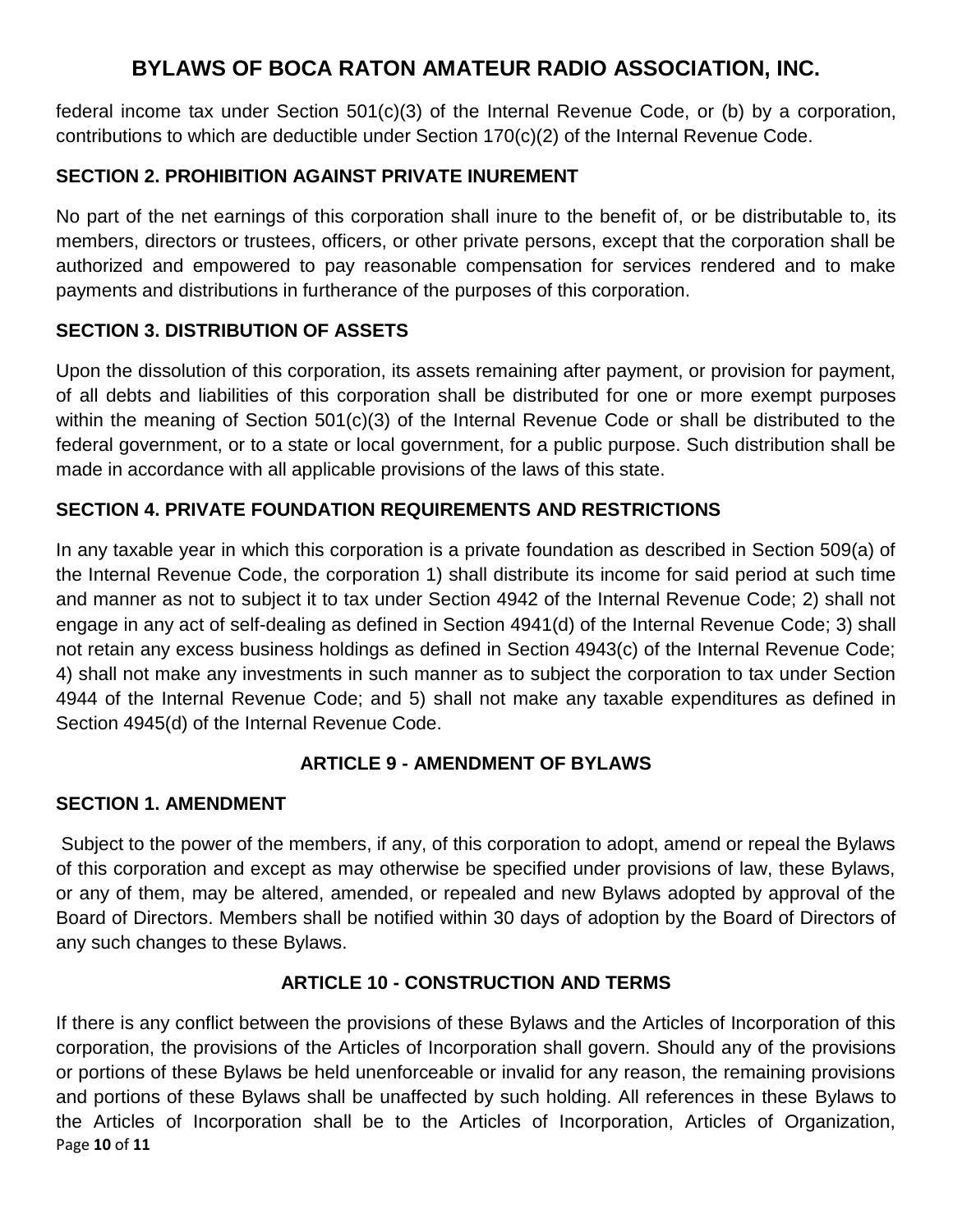federal income tax under Section 501(c)(3) of the Internal Revenue Code, or (b) by a corporation, contributions to which are deductible under Section 170(c)(2) of the Internal Revenue Code.

### SECTION 2. PROHIBITION AGAINST PRIVATE INUREMENT

No part of the net earnings of this corporation shall inure to the benefit of, or be distributable to, its members, directors or trustees, officers, or other private persons, except that the corporation shall be authorized and empowered to pay reasonable compensation for services rendered and to make payments and distributions in furtherance of the purposes of this corporation.

### SECTION 3. DISTRIBUTION OF ASSETS

Upon the dissolution of this corporation, its assets remaining after payment, or provision for payment, of all debts and liabilities of this corporation shall be distributed for one or more exempt purposes within the meaning of Section 501(c)(3) of the Internal Revenue Code or shall be distributed to the federal government, or to a state or local government, for a public purpose. Such distribution shall be made in accordance with all applicable provisions of the laws of this state.

### SECTION 4. PRIVATE FOUNDATION REQUIREMENTS AND RESTRICTIONS

In any taxable year in which this corporation is a private foundation as described in Section 509(a) of the Internal Revenue Code, the corporation 1) shall distribute its income for said period at such time and manner as not to subject it to tax under Section 4942 of the Internal Revenue Code; 2) shall not engage in any act of self-dealing as defined in Section 4941(d) of the Internal Revenue Code; 3) shall not retain any excess business holdings as defined in Section 4943(c) of the Internal Revenue Code; 4) shall not make any investments in such manner as to subject the corporation to tax under Section 4944 of the Internal Revenue Code; and 5) shall not make any taxable expenditures as defined in Section 4945(d) of the Internal Revenue Code.

## ARTICLE 9 - AMENDMENT OF BYLAWS

### SECTION 1. AMENDMENT

Subject to the power of the members, if any, of this corporation to adopt, amend or repeal the Bylaws of this corporation and except as may otherwise be specified under provisions of law, these Bylaws, or any of them, may be altered, amended, or repealed and new Bylaws adopted by approval of the Board of Directors. Members shall be notified within 30 days of adoption by the Board of Directors of any such changes to these Bylaws.

## ARTICLE 10 - CONSTRUCTION AND TERMS

If there is any conflict between the provisions of these Bylaws and the Articles of Incorporation of this corporation, the provisions of the Articles of Incorporation shall govern. Should any of the provisions or portions of these Bylaws be held unenforceable or invalid for any reason, the remaining provisions and portions of these Bylaws shall be unaffected by such holding. All references in these Bylaws to the Articles of Incorporation shall be to the Articles of Incorporation, Articles of Organization,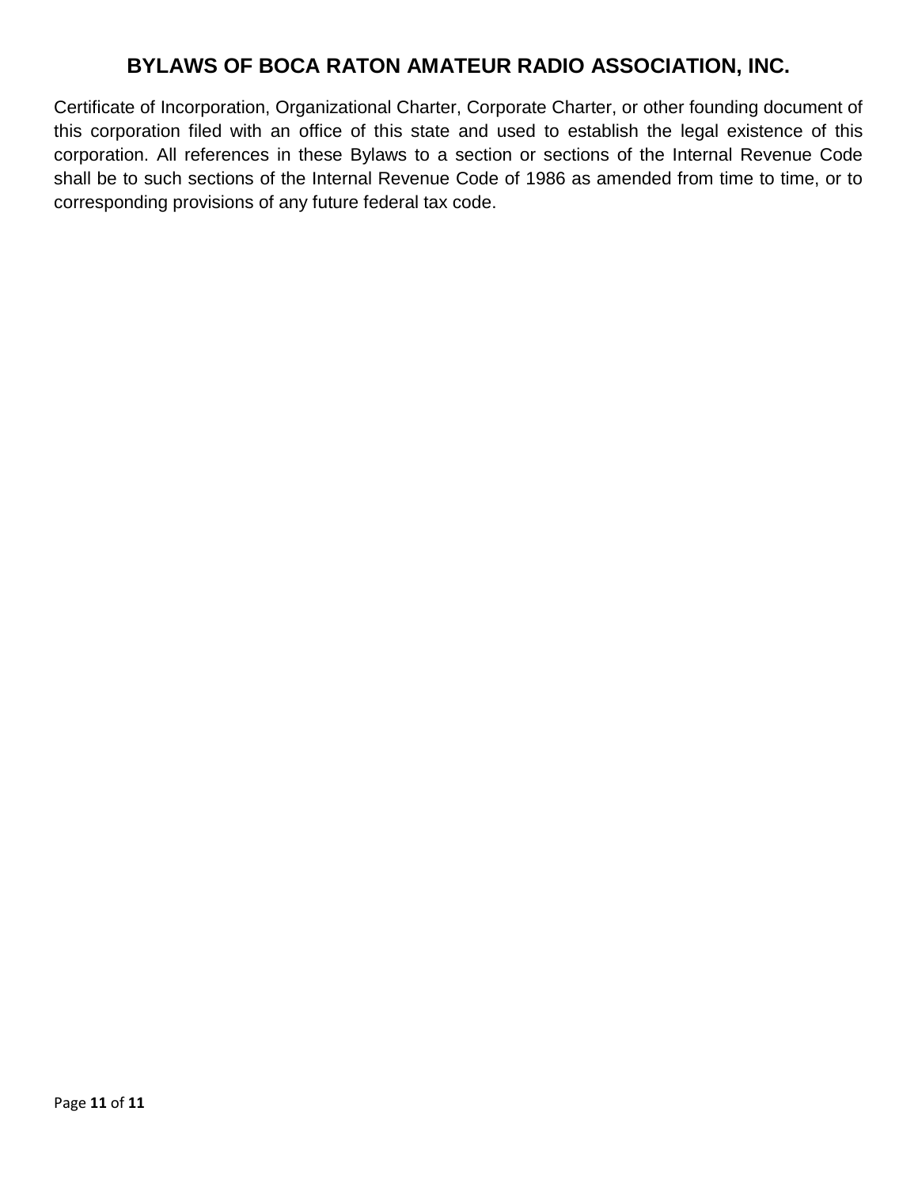Certificate of Incorporation, Organizational Charter, Corporate Charter, or other founding document of this corporation filed with an office of this state and used to establish the legal existence of this corporation. All references in these Bylaws to a section or sections of the Internal Revenue Code shall be to such sections of the Internal Revenue Code of 1986 as amended from time to time, or to corresponding provisions of any future federal tax code.